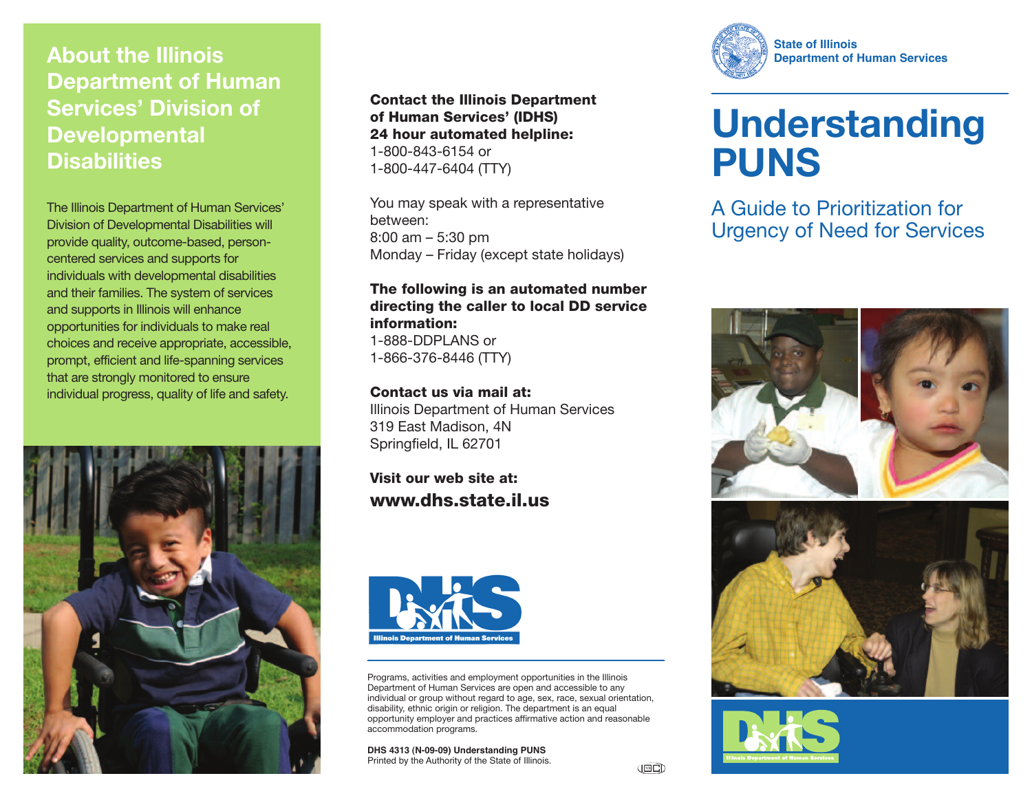## About the Illinois Department of Human Services' Division of Developmental Disabilities

The Illinois Department of Human Services' Division of Developmental Disabilities will provide quality, outcome-based, person-centered services and supports for individuals with developmental disabilities and their families. The system of services and supports in Illinois will enhance opportunities for individuals to make real choices and receive appropriate, accessible, prompt, efficient and life-spanning services that are strongly monitored to ensure individual progress, quality of life and safety.

**Contact the Illinois Department of Human Services' (IDHS) 24 hour automated helpline:**
1-800-843-6154 or
1-800-447-6404 (TTY)

You may speak with a representative between:
8:00 am – 5:30 pm
Monday – Friday (except state holidays)

**The following is an automated number directing the caller to local DD service information:**
1-888-DDPLANS or
1-866-376-8446 (TTY)

**Contact us via mail at:**
Illinois Department of Human Services
319 East Madison, 4N
Springfield, IL 62701

**Visit our web site at:**
**www.dhs.state.il.us**

Illinois Department of Human Services

Programs, activities and employment opportunities in the Illinois Department of Human Services are open and accessible to any individual or group without regard to age, sex, race, sexual orientation, disability, ethnic origin or religion. The department is an equal opportunity employer and practices affirmative action and reasonable accommodation programs.

**DHS 4313 (N-09-09) Understanding PUNS**
Printed by the Authority of the State of Illinois.

State of Illinois
Department of Human Services

# Understanding PUNS

## A Guide to Prioritization for Urgency of Need for Services

Illinois Department of Human Services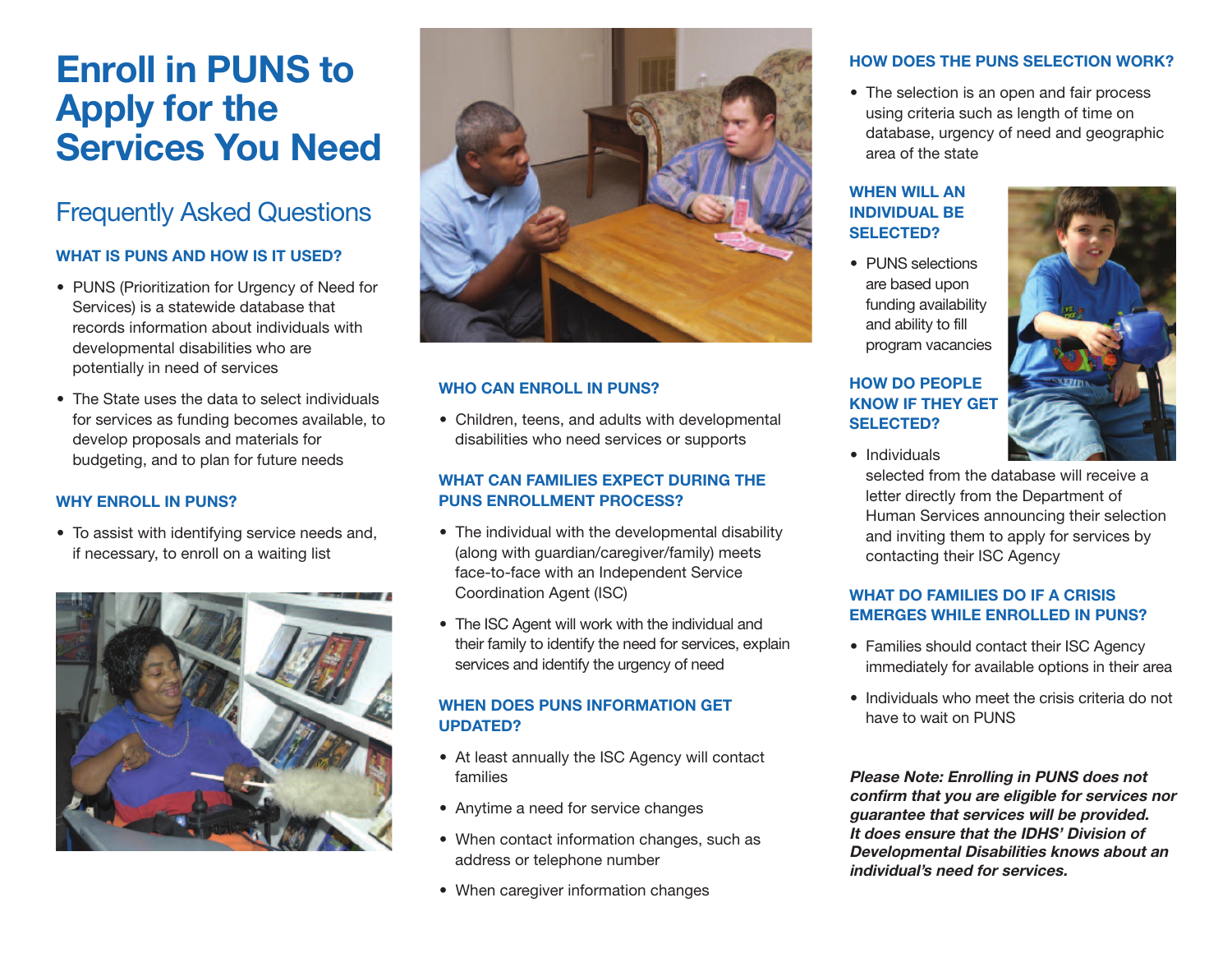# Enroll in PUNS to Apply for the Services You Need

## Frequently Asked Questions

### WHAT IS PUNS AND HOW IS IT USED?

- PUNS (Prioritization for Urgency of Need for Services) is a statewide database that records information about individuals with developmental disabilities who are potentially in need of services
- The State uses the data to select individuals for services as funding becomes available, to develop proposals and materials for budgeting, and to plan for future needs

### WHY ENROLL IN PUNS?

- To assist with identifying service needs and, if necessary, to enroll on a waiting list

### WHO CAN ENROLL IN PUNS?

- Children, teens, and adults with developmental disabilities who need services or supports

### WHAT CAN FAMILIES EXPECT DURING THE PUNS ENROLLMENT PROCESS?

- The individual with the developmental disability (along with guardian/caregiver/family) meets face-to-face with an Independent Service Coordination Agent (ISC)
- The ISC Agent will work with the individual and their family to identify the need for services, explain services and identify the urgency of need

### WHEN DOES PUNS INFORMATION GET UPDATED?

- At least annually the ISC Agency will contact families
- Anytime a need for service changes
- When contact information changes, such as address or telephone number
- When caregiver information changes

### HOW DOES THE PUNS SELECTION WORK?

- The selection is an open and fair process using criteria such as length of time on database, urgency of need and geographic area of the state

### WHEN WILL AN INDIVIDUAL BE SELECTED?

- PUNS selections are based upon funding availability and ability to fill program vacancies

### HOW DO PEOPLE KNOW IF THEY GET SELECTED?

- Individuals selected from the database will receive a letter directly from the Department of Human Services announcing their selection and inviting them to apply for services by contacting their ISC Agency

### WHAT DO FAMILIES DO IF A CRISIS EMERGES WHILE ENROLLED IN PUNS?

- Families should contact their ISC Agency immediately for available options in their area
- Individuals who meet the crisis criteria do not have to wait on PUNS

***Please Note: Enrolling in PUNS does not confirm that you are eligible for services nor guarantee that services will be provided. It does ensure that the IDHS' Division of Developmental Disabilities knows about an individual's need for services.***